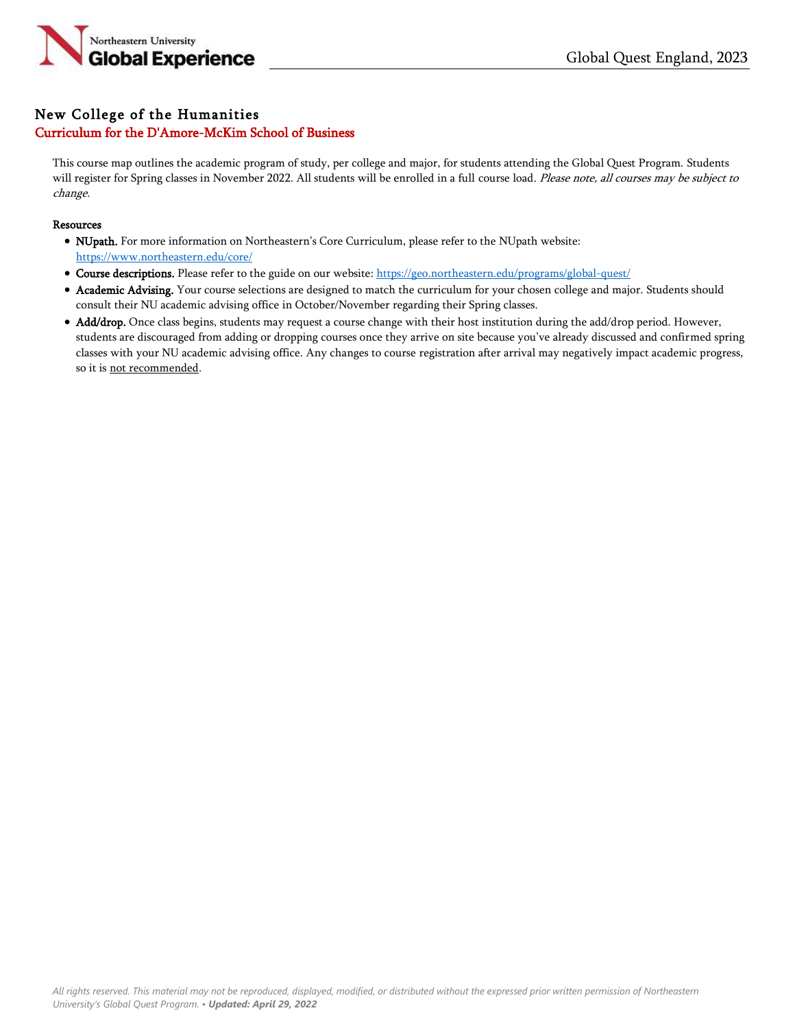## New College of the Humanities

### Curriculum for the D'Amore-McKim School of Business

This course map outlines the academic program of study, per college and major, for students attending the Global Quest Program. Students will register for Spring classes in November 2022. All students will be enrolled in a full course load. *Please note, all courses may be subject to change.*

**Resources**

- **NUpath.** For more information on Northeastern's Core Curriculum, please refer to the NUpath website: https://www.northeastern.edu/core/
- **Course descriptions.** Please refer to the guide on our website: https://geo.northeastern.edu/programs/global-quest/
- **Academic Advising.** Your course selections are designed to match the curriculum for your chosen college and major. Students should consult their NU academic advising office in October/November regarding their Spring classes.
- **Add/drop.** Once class begins, students may request a course change with their host institution during the add/drop period. However, students are discouraged from adding or dropping courses once they arrive on site because you've already discussed and confirmed spring classes with your NU academic advising office. Any changes to course registration after arrival may negatively impact academic progress, so it is not recommended.

*All rights reserved. This material may not be reproduced, displayed, modified, or distributed without the expressed prior written permission of Northeastern University's Global Quest Program.* • ***Updated: April 29, 2022***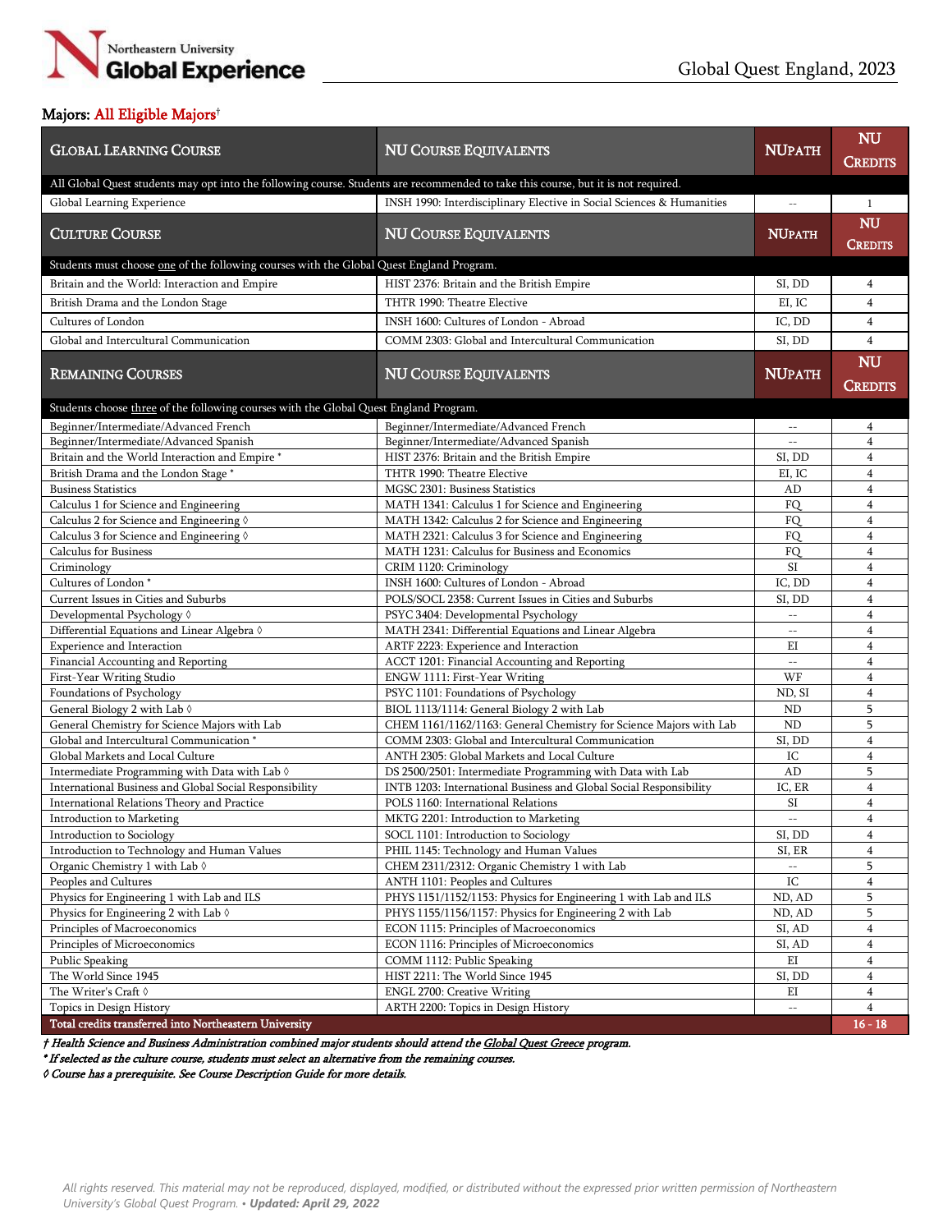Global Quest England, 2023

Majors: All Eligible Majors†

| GLOBAL LEARNING COURSE | NU COURSE EQUIVALENTS | NUPATH | NU CREDITS |
|---|---|---|---|
| All Global Quest students may opt into the following course. Students are recommended to take this course, but it is not required. | | | |
| Global Learning Experience | INSH 1990: Interdisciplinary Elective in Social Sciences & Humanities | -- | 1 |
| **CULTURE COURSE** | **NU COURSE EQUIVALENTS** | **NUPATH** | **NU CREDITS** |
| Students must choose one of the following courses with the Global Quest England Program. | | | |
| Britain and the World: Interaction and Empire | HIST 2376: Britain and the British Empire | SI, DD | 4 |
| British Drama and the London Stage | THTR 1990: Theatre Elective | EI, IC | 4 |
| Cultures of London | INSH 1600: Cultures of London - Abroad | IC, DD | 4 |
| Global and Intercultural Communication | COMM 2303: Global and Intercultural Communication | SI, DD | 4 |
| **REMAINING COURSES** | **NU COURSE EQUIVALENTS** | **NUPATH** | **NU CREDITS** |
| Students choose three of the following courses with the Global Quest England Program. | | | |
| Beginner/Intermediate/Advanced French | Beginner/Intermediate/Advanced French | -- | 4 |
| Beginner/Intermediate/Advanced Spanish | Beginner/Intermediate/Advanced Spanish | -- | 4 |
| Britain and the World Interaction and Empire * | HIST 2376: Britain and the British Empire | SI, DD | 4 |
| British Drama and the London Stage * | THTR 1990: Theatre Elective | EI, IC | 4 |
| Business Statistics | MGSC 2301: Business Statistics | AD | 4 |
| Calculus 1 for Science and Engineering | MATH 1341: Calculus 1 for Science and Engineering | FQ | 4 |
| Calculus 2 for Science and Engineering ◊ | MATH 1342: Calculus 2 for Science and Engineering | FQ | 4 |
| Calculus 3 for Science and Engineering ◊ | MATH 2321: Calculus 3 for Science and Engineering | FQ | 4 |
| Calculus for Business | MATH 1231: Calculus for Business and Economics | FQ | 4 |
| Criminology | CRIM 1120: Criminology | SI | 4 |
| Cultures of London * | INSH 1600: Cultures of London - Abroad | IC, DD | 4 |
| Current Issues in Cities and Suburbs | POLS/SOCL 2358: Current Issues in Cities and Suburbs | SI, DD | 4 |
| Developmental Psychology ◊ | PSYC 3404: Developmental Psychology | -- | 4 |
| Differential Equations and Linear Algebra ◊ | MATH 2341: Differential Equations and Linear Algebra | -- | 4 |
| Experience and Interaction | ARTF 2223: Experience and Interaction | EI | 4 |
| Financial Accounting and Reporting | ACCT 1201: Financial Accounting and Reporting | -- | 4 |
| First-Year Writing Studio | ENGW 1111: First-Year Writing | WF | 4 |
| Foundations of Psychology | PSYC 1101: Foundations of Psychology | ND, SI | 4 |
| General Biology 2 with Lab ◊ | BIOL 1113/1114: General Biology 2 with Lab | ND | 5 |
| General Chemistry for Science Majors with Lab | CHEM 1161/1162/1163: General Chemistry for Science Majors with Lab | ND | 5 |
| Global and Intercultural Communication * | COMM 2303: Global and Intercultural Communication | SI, DD | 4 |
| Global Markets and Local Culture | ANTH 2305: Global Markets and Local Culture | IC | 4 |
| Intermediate Programming with Data with Lab ◊ | DS 2500/2501: Intermediate Programming with Data with Lab | AD | 5 |
| International Business and Global Social Responsibility | INTB 1203: International Business and Global Social Responsibility | IC, ER | 4 |
| International Relations Theory and Practice | POLS 1160: International Relations | SI | 4 |
| Introduction to Marketing | MKTG 2201: Introduction to Marketing | -- | 4 |
| Introduction to Sociology | SOCL 1101: Introduction to Sociology | SI, DD | 4 |
| Introduction to Technology and Human Values | PHIL 1145: Technology and Human Values | SI, ER | 4 |
| Organic Chemistry 1 with Lab ◊ | CHEM 2311/2312: Organic Chemistry 1 with Lab | -- | 5 |
| Peoples and Cultures | ANTH 1101: Peoples and Cultures | IC | 4 |
| Physics for Engineering 1 with Lab and ILS | PHYS 1151/1152/1153: Physics for Engineering 1 with Lab and ILS | ND, AD | 5 |
| Physics for Engineering 2 with Lab ◊ | PHYS 1155/1156/1157: Physics for Engineering 2 with Lab | ND, AD | 5 |
| Principles of Macroeconomics | ECON 1115: Principles of Macroeconomics | SI, AD | 4 |
| Principles of Microeconomics | ECON 1116: Principles of Microeconomics | SI, AD | 4 |
| Public Speaking | COMM 1112: Public Speaking | EI | 4 |
| The World Since 1945 | HIST 2211: The World Since 1945 | SI, DD | 4 |
| The Writer's Craft ◊ | ENGL 2700: Creative Writing | EI | 4 |
| Topics in Design History | ARTH 2200: Topics in Design History | -- | 4 |
| **Total credits transferred into Northeastern University** | | | **16 - 18** |

*† Health Science and Business Administration combined major students should attend the Global Quest Greece program.*

*\* If selected as the culture course, students must select an alternative from the remaining courses.*

*◊ Course has a prerequisite. See Course Description Guide for more details.*

*All rights reserved. This material may not be reproduced, displayed, modified, or distributed without the expressed prior written permission of Northeastern University's Global Quest Program. • **Updated: April 29, 2022***